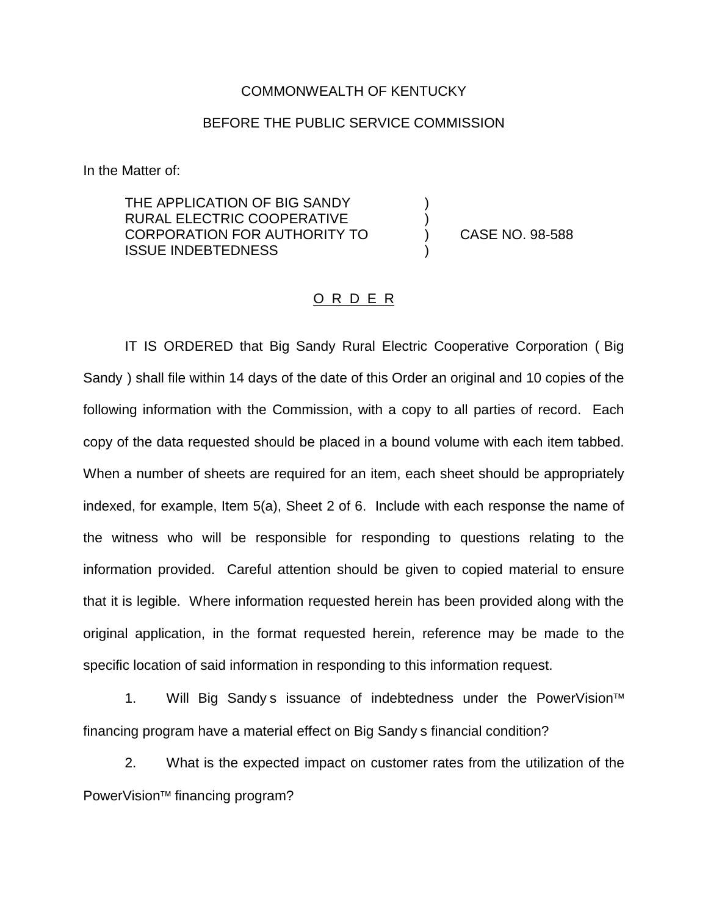COMMONWEALTH OF KENTUCKY

BEFORE THE PUBLIC SERVICE COMMISSION

In the Matter of:

THE APPLICATION OF BIG SANDY RURAL ELECTRIC COOPERATIVE CORPORATION FOR AUTHORITY TO ISSUE INDEBTEDNESS ) CASE NO. 98-588

O R D E R

IT IS ORDERED that Big Sandy Rural Electric Cooperative Corporation ( Big Sandy ) shall file within 14 days of the date of this Order an original and 10 copies of the following information with the Commission, with a copy to all parties of record. Each copy of the data requested should be placed in a bound volume with each item tabbed. When a number of sheets are required for an item, each sheet should be appropriately indexed, for example, Item 5(a), Sheet 2 of 6. Include with each response the name of the witness who will be responsible for responding to questions relating to the information provided. Careful attention should be given to copied material to ensure that it is legible. Where information requested herein has been provided along with the original application, in the format requested herein, reference may be made to the specific location of said information in responding to this information request.

1. Will Big Sandy s issuance of indebtedness under the PowerVision™ financing program have a material effect on Big Sandy s financial condition?

2. What is the expected impact on customer rates from the utilization of the PowerVision™ financing program?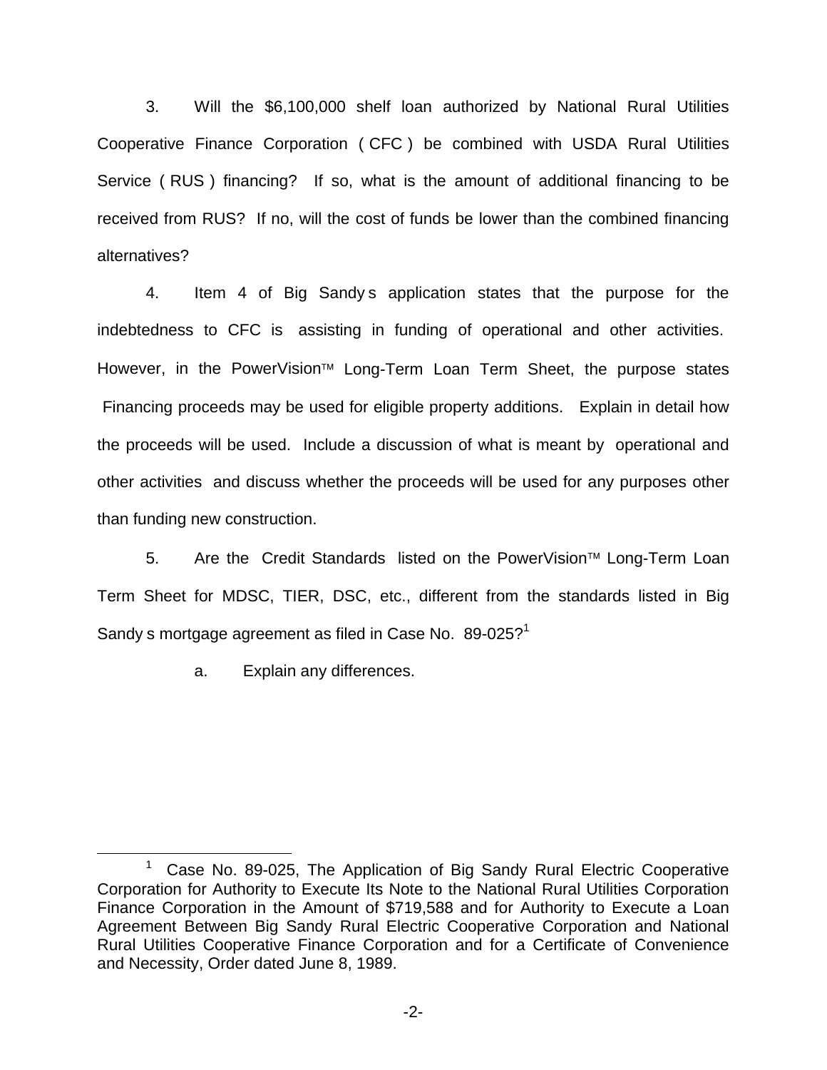3. Will the $6,100,000 shelf loan authorized by National Rural Utilities Cooperative Finance Corporation ( CFC ) be combined with USDA Rural Utilities Service ( RUS ) financing? If so, what is the amount of additional financing to be received from RUS? If no, will the cost of funds be lower than the combined financing alternatives?

4. Item 4 of Big Sandy s application states that the purpose for the indebtedness to CFC is assisting in funding of operational and other activities. However, in the PowerVision™ Long-Term Loan Term Sheet, the purpose states Financing proceeds may be used for eligible property additions. Explain in detail how the proceeds will be used. Include a discussion of what is meant by operational and other activities and discuss whether the proceeds will be used for any purposes other than funding new construction.

5. Are the Credit Standards listed on the PowerVision™ Long-Term Loan Term Sheet for MDSC, TIER, DSC, etc., different from the standards listed in Big Sandy s mortgage agreement as filed in Case No. 89-025?[1]

a. Explain any differences.

[1] Case No. 89-025, The Application of Big Sandy Rural Electric Cooperative Corporation for Authority to Execute Its Note to the National Rural Utilities Corporation Finance Corporation in the Amount of $719,588 and for Authority to Execute a Loan Agreement Between Big Sandy Rural Electric Cooperative Corporation and National Rural Utilities Cooperative Finance Corporation and for a Certificate of Convenience and Necessity, Order dated June 8, 1989.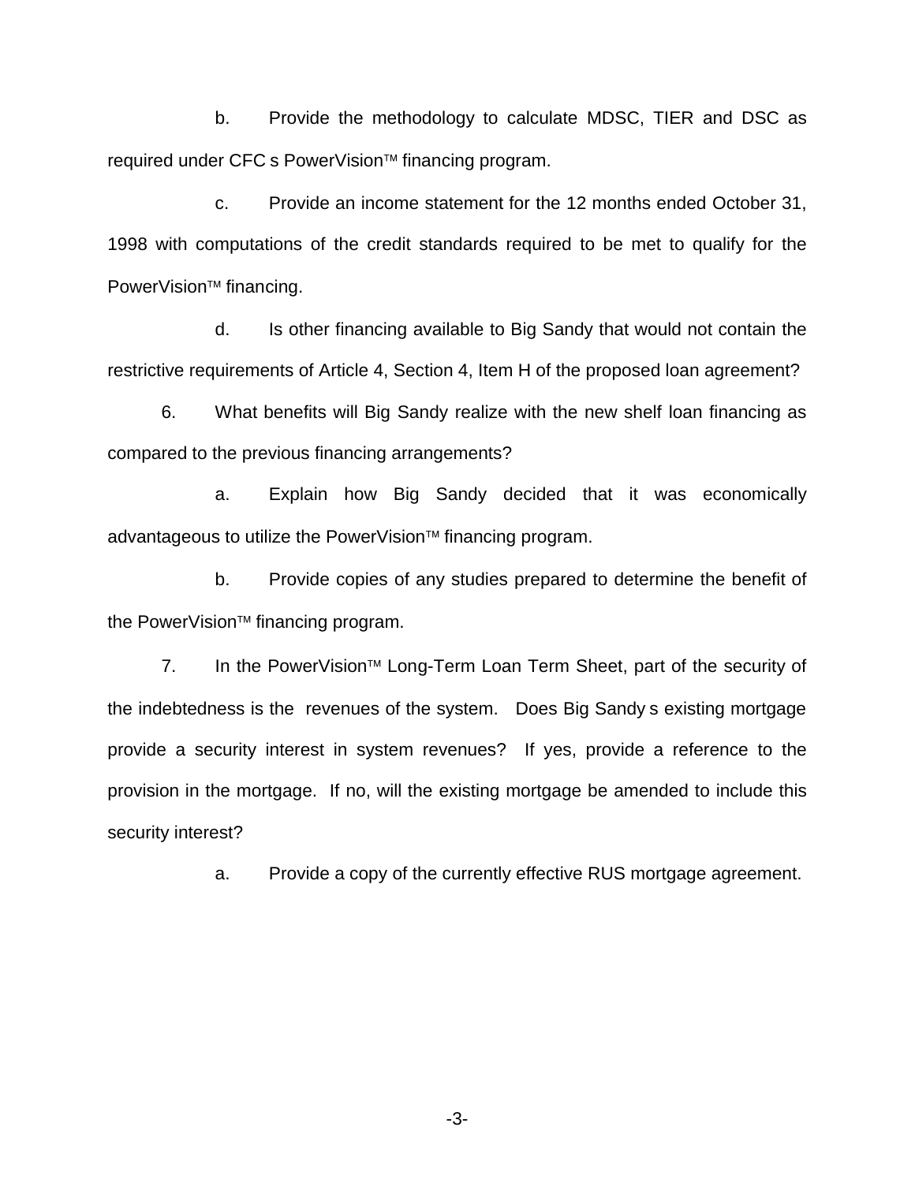b. Provide the methodology to calculate MDSC, TIER and DSC as required under CFC s PowerVision™ financing program.

c. Provide an income statement for the 12 months ended October 31, 1998 with computations of the credit standards required to be met to qualify for the PowerVision™ financing.

d. Is other financing available to Big Sandy that would not contain the restrictive requirements of Article 4, Section 4, Item H of the proposed loan agreement?

6. What benefits will Big Sandy realize with the new shelf loan financing as compared to the previous financing arrangements?

a. Explain how Big Sandy decided that it was economically advantageous to utilize the PowerVision™ financing program.

b. Provide copies of any studies prepared to determine the benefit of the PowerVision™ financing program.

7. In the PowerVision™ Long-Term Loan Term Sheet, part of the security of the indebtedness is the revenues of the system. Does Big Sandy s existing mortgage provide a security interest in system revenues? If yes, provide a reference to the provision in the mortgage. If no, will the existing mortgage be amended to include this security interest?

a. Provide a copy of the currently effective RUS mortgage agreement.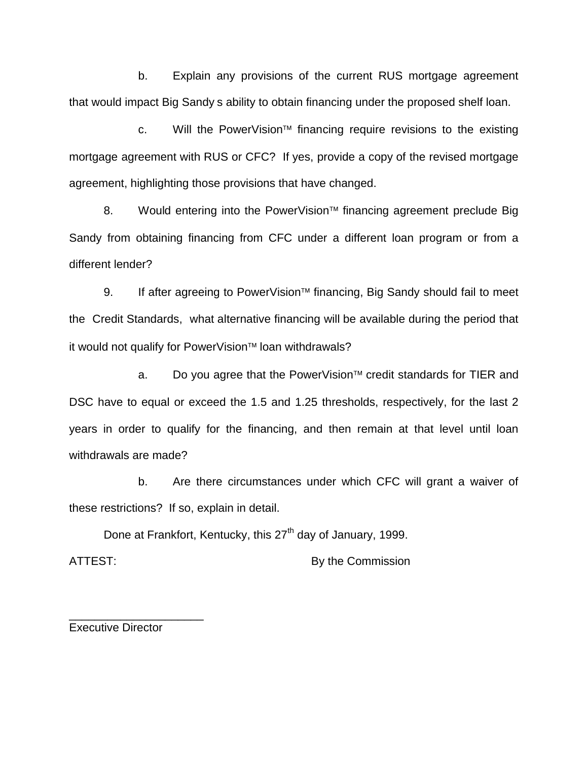b. Explain any provisions of the current RUS mortgage agreement that would impact Big Sandy s ability to obtain financing under the proposed shelf loan.

c. Will the PowerVision™ financing require revisions to the existing mortgage agreement with RUS or CFC? If yes, provide a copy of the revised mortgage agreement, highlighting those provisions that have changed.

8. Would entering into the PowerVision™ financing agreement preclude Big Sandy from obtaining financing from CFC under a different loan program or from a different lender?

9. If after agreeing to PowerVision™ financing, Big Sandy should fail to meet the Credit Standards, what alternative financing will be available during the period that it would not qualify for PowerVision™ loan withdrawals?

a. Do you agree that the PowerVision™ credit standards for TIER and DSC have to equal or exceed the 1.5 and 1.25 thresholds, respectively, for the last 2 years in order to qualify for the financing, and then remain at that level until loan withdrawals are made?

b. Are there circumstances under which CFC will grant a waiver of these restrictions? If so, explain in detail.

Done at Frankfort, Kentucky, this 27th day of January, 1999.

ATTEST: By the Commission

_____________________
Executive Director